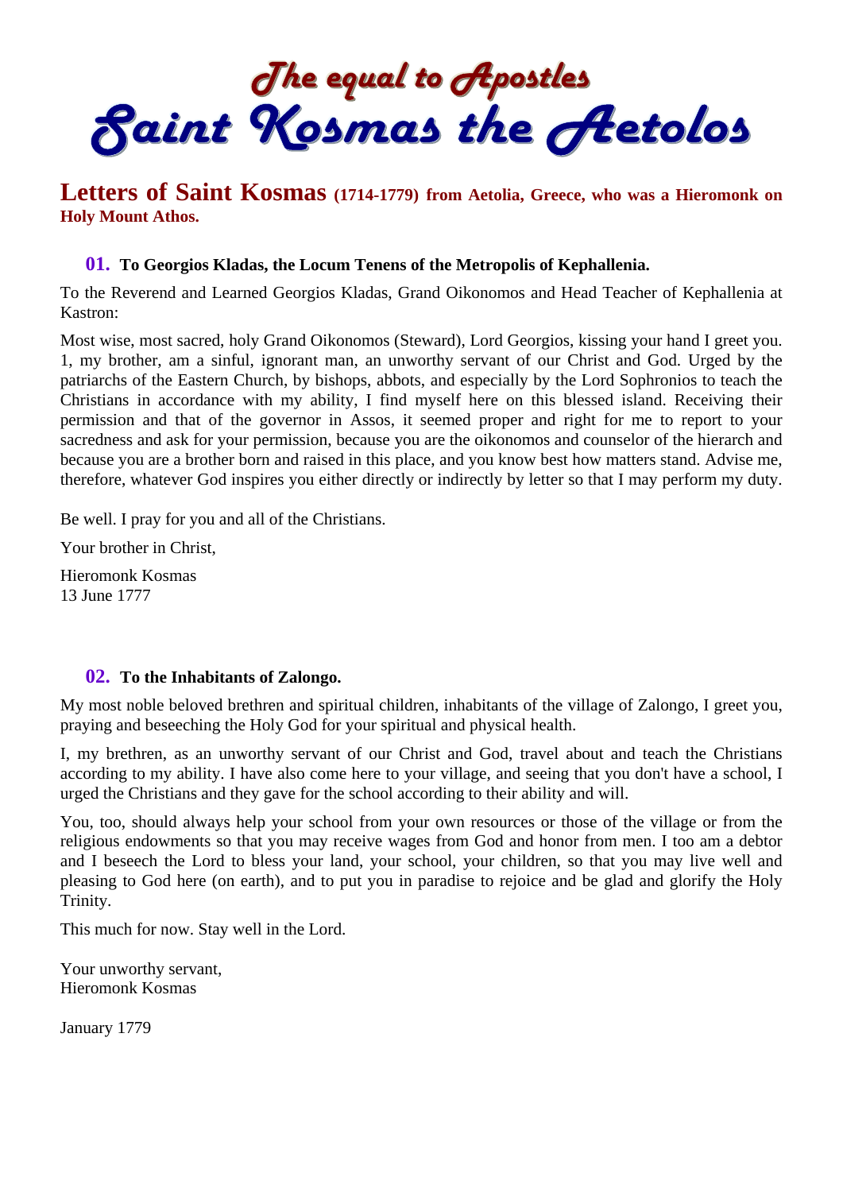# The equal to Apostles
# Saint Kosmas the Aetolos

## Letters of Saint Kosmas (1714-1779) from Aetolia, Greece, who was a Hieromonk on Holy Mount Athos.

### 01. To Georgios Kladas, the Locum Tenens of the Metropolis of Kephallenia.

To the Reverend and Learned Georgios Kladas, Grand Oikonomos and Head Teacher of Kephallenia at Kastron:

Most wise, most sacred, holy Grand Oikonomos (Steward), Lord Georgios, kissing your hand I greet you. 1, my brother, am a sinful, ignorant man, an unworthy servant of our Christ and God. Urged by the patriarchs of the Eastern Church, by bishops, abbots, and especially by the Lord Sophronios to teach the Christians in accordance with my ability, I find myself here on this blessed island. Receiving their permission and that of the governor in Assos, it seemed proper and right for me to report to your sacredness and ask for your permission, because you are the oikonomos and counselor of the hierarch and because you are a brother born and raised in this place, and you know best how matters stand. Advise me, therefore, whatever God inspires you either directly or indirectly by letter so that I may perform my duty.

Be well. I pray for you and all of the Christians.

Your brother in Christ,

Hieromonk Kosmas  
13 June 1777

### 02. To the Inhabitants of Zalongo.

My most noble beloved brethren and spiritual children, inhabitants of the village of Zalongo, I greet you, praying and beseeching the Holy God for your spiritual and physical health.

I, my brethren, as an unworthy servant of our Christ and God, travel about and teach the Christians according to my ability. I have also come here to your village, and seeing that you don't have a school, I urged the Christians and they gave for the school according to their ability and will.

You, too, should always help your school from your own resources or those of the village or from the religious endowments so that you may receive wages from God and honor from men. I too am a debtor and I beseech the Lord to bless your land, your school, your children, so that you may live well and pleasing to God here (on earth), and to put you in paradise to rejoice and be glad and glorify the Holy Trinity.

This much for now. Stay well in the Lord.

Your unworthy servant,  
Hieromonk Kosmas

January 1779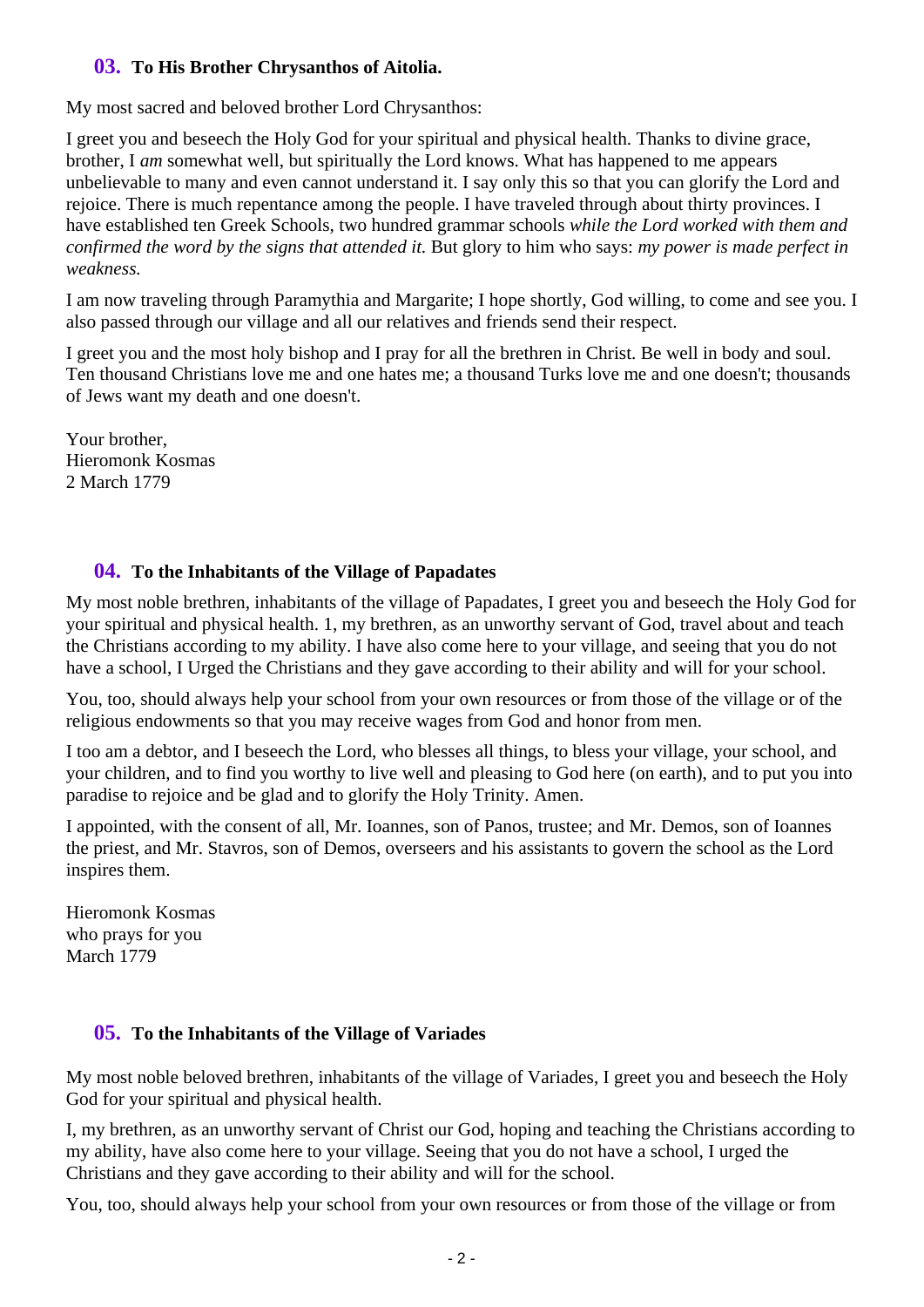### 03. To His Brother Chrysanthos of Aitolia.

My most sacred and beloved brother Lord Chrysanthos:

I greet you and beseech the Holy God for your spiritual and physical health. Thanks to divine grace, brother, I *am* somewhat well, but spiritually the Lord knows. What has happened to me appears unbelievable to many and even cannot understand it. I say only this so that you can glorify the Lord and rejoice. There is much repentance among the people. I have traveled through about thirty provinces. I have established ten Greek Schools, two hundred grammar schools *while the Lord worked with them and confirmed the word by the signs that attended it.* But glory to him who says: *my power is made perfect in weakness.*

I am now traveling through Paramythia and Margarite; I hope shortly, God willing, to come and see you. I also passed through our village and all our relatives and friends send their respect.

I greet you and the most holy bishop and I pray for all the brethren in Christ. Be well in body and soul. Ten thousand Christians love me and one hates me; a thousand Turks love me and one doesn't; thousands of Jews want my death and one doesn't.

Your brother,
Hieromonk Kosmas
2 March 1779

### 04. To the Inhabitants of the Village of Papadates

My most noble brethren, inhabitants of the village of Papadates, I greet you and beseech the Holy God for your spiritual and physical health. 1, my brethren, as an unworthy servant of God, travel about and teach the Christians according to my ability. I have also come here to your village, and seeing that you do not have a school, I Urged the Christians and they gave according to their ability and will for your school.

You, too, should always help your school from your own resources or from those of the village or of the religious endowments so that you may receive wages from God and honor from men.

I too am a debtor, and I beseech the Lord, who blesses all things, to bless your village, your school, and your children, and to find you worthy to live well and pleasing to God here (on earth), and to put you into paradise to rejoice and be glad and to glorify the Holy Trinity. Amen.

I appointed, with the consent of all, Mr. Ioannes, son of Panos, trustee; and Mr. Demos, son of Ioannes the priest, and Mr. Stavros, son of Demos, overseers and his assistants to govern the school as the Lord inspires them.

Hieromonk Kosmas
who prays for you
March 1779

### 05. To the Inhabitants of the Village of Variades

My most noble beloved brethren, inhabitants of the village of Variades, I greet you and beseech the Holy God for your spiritual and physical health.

I, my brethren, as an unworthy servant of Christ our God, hoping and teaching the Christians according to my ability, have also come here to your village. Seeing that you do not have a school, I urged the Christians and they gave according to their ability and will for the school.

You, too, should always help your school from your own resources or from those of the village or from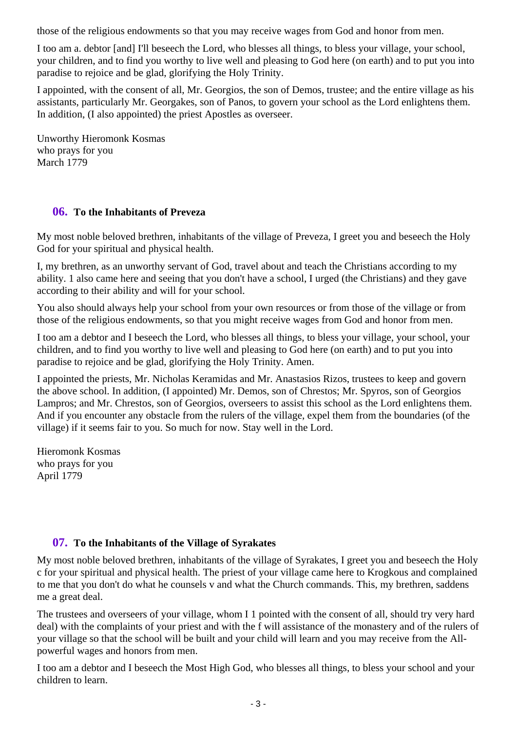those of the religious endowments so that you may receive wages from God and honor from men.

I too am a. debtor [and] I'll beseech the Lord, who blesses all things, to bless your village, your school, your children, and to find you worthy to live well and pleasing to God here (on earth) and to put you into paradise to rejoice and be glad, glorifying the Holy Trinity.

I appointed, with the consent of all, Mr. Georgios, the son of Demos, trustee; and the entire village as his assistants, particularly Mr. Georgakes, son of Panos, to govern your school as the Lord enlightens them. In addition, (I also appointed) the priest Apostles as overseer.

Unworthy Hieromonk Kosmas
who prays for you
March 1779

### 06. To the Inhabitants of Preveza

My most noble beloved brethren, inhabitants of the village of Preveza, I greet you and beseech the Holy God for your spiritual and physical health.

I, my brethren, as an unworthy servant of God, travel about and teach the Christians according to my ability. 1 also came here and seeing that you don't have a school, I urged (the Christians) and they gave according to their ability and will for your school.

You also should always help your school from your own resources or from those of the village or from those of the religious endowments, so that you might receive wages from God and honor from men.

I too am a debtor and I beseech the Lord, who blesses all things, to bless your village, your school, your children, and to find you worthy to live well and pleasing to God here (on earth) and to put you into paradise to rejoice and be glad, glorifying the Holy Trinity. Amen.

I appointed the priests, Mr. Nicholas Keramidas and Mr. Anastasios Rizos, trustees to keep and govern the above school. In addition, (I appointed) Mr. Demos, son of Chrestos; Mr. Spyros, son of Georgios Lampros; and Mr. Chrestos, son of Georgios, overseers to assist this school as the Lord enlightens them. And if you encounter any obstacle from the rulers of the village, expel them from the boundaries (of the village) if it seems fair to you. So much for now. Stay well in the Lord.

Hieromonk Kosmas
who prays for you
April 1779

### 07. To the Inhabitants of the Village of Syrakates

My most noble beloved brethren, inhabitants of the village of Syrakates, I greet you and beseech the Holy c for your spiritual and physical health. The priest of your village came here to Krogkous and complained to me that you don't do what he counsels v and what the Church commands. This, my brethren, saddens me a great deal.

The trustees and overseers of your village, whom I 1 pointed with the consent of all, should try very hard deal) with the complaints of your priest and with the f will assistance of the monastery and of the rulers of your village so that the school will be built and your child will learn and you may receive from the All-powerful wages and honors from men.

I too am a debtor and I beseech the Most High God, who blesses all things, to bless your school and your children to learn.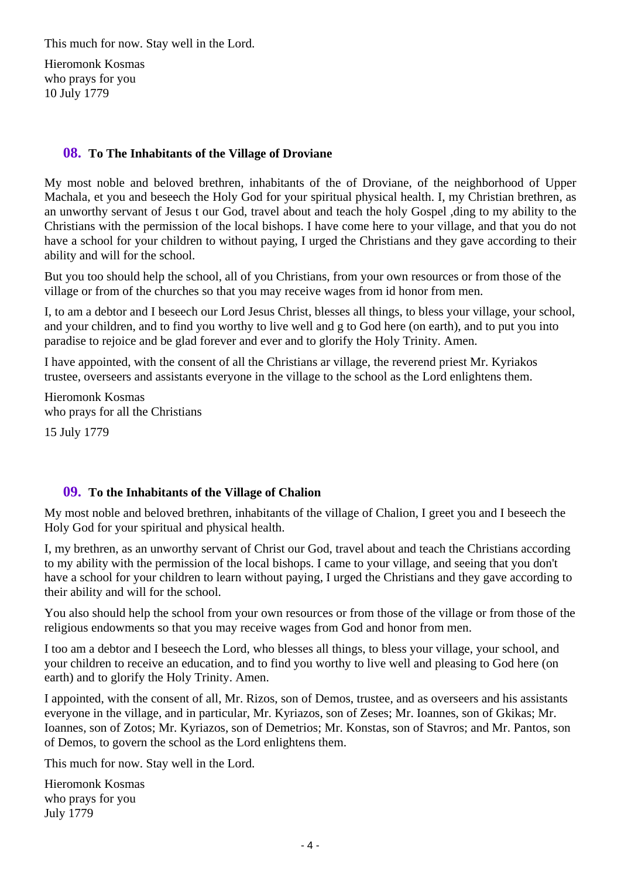This much for now. Stay well in the Lord.

Hieromonk Kosmas
who prays for you
10 July 1779

## 08. To The Inhabitants of the Village of Droviane

My most noble and beloved brethren, inhabitants of the of Droviane, of the neighborhood of Upper Machala, et you and beseech the Holy God for your spiritual physical health. I, my Christian brethren, as an unworthy servant of Jesus t our God, travel about and teach the holy Gospel ,ding to my ability to the Christians with the permission of the local bishops. I have come here to your village, and that you do not have a school for your children to without paying, I urged the Christians and they gave according to their ability and will for the school.

But you too should help the school, all of you Christians, from your own resources or from those of the village or from of the churches so that you may receive wages from id honor from men.

I, to am a debtor and I beseech our Lord Jesus Christ, blesses all things, to bless your village, your school, and your children, and to find you worthy to live well and g to God here (on earth), and to put you into paradise to rejoice and be glad forever and ever and to glorify the Holy Trinity. Amen.

I have appointed, with the consent of all the Christians ar village, the reverend priest Mr. Kyriakos trustee, overseers and assistants everyone in the village to the school as the Lord enlightens them.

Hieromonk Kosmas
who prays for all the Christians

15 July 1779

## 09. To the Inhabitants of the Village of Chalion

My most noble and beloved brethren, inhabitants of the village of Chalion, I greet you and I beseech the Holy God for your spiritual and physical health.

I, my brethren, as an unworthy servant of Christ our God, travel about and teach the Christians according to my ability with the permission of the local bishops. I came to your village, and seeing that you don't have a school for your children to learn without paying, I urged the Christians and they gave according to their ability and will for the school.

You also should help the school from your own resources or from those of the village or from those of the religious endowments so that you may receive wages from God and honor from men.

I too am a debtor and I beseech the Lord, who blesses all things, to bless your village, your school, and your children to receive an education, and to find you worthy to live well and pleasing to God here (on earth) and to glorify the Holy Trinity. Amen.

I appointed, with the consent of all, Mr. Rizos, son of Demos, trustee, and as overseers and his assistants everyone in the village, and in particular, Mr. Kyriazos, son of Zeses; Mr. Ioannes, son of Gkikas; Mr. Ioannes, son of Zotos; Mr. Kyriazos, son of Demetrios; Mr. Konstas, son of Stavros; and Mr. Pantos, son of Demos, to govern the school as the Lord enlightens them.

This much for now. Stay well in the Lord.

Hieromonk Kosmas
who prays for you
July 1779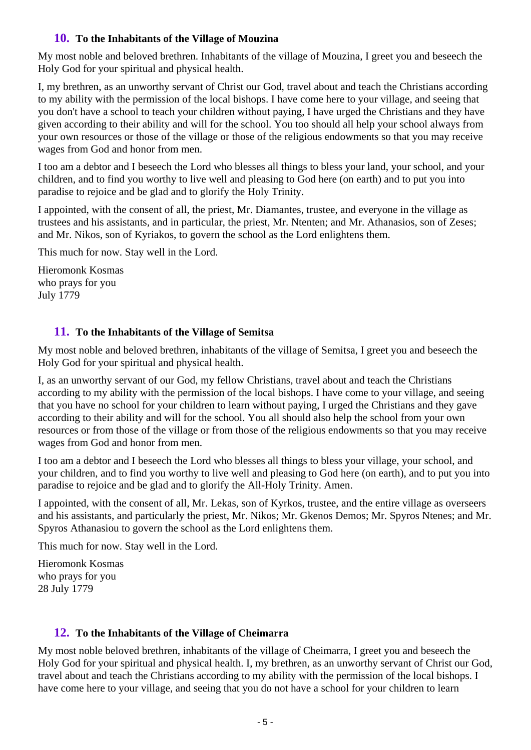### 10. To the Inhabitants of the Village of Mouzina

My most noble and beloved brethren. Inhabitants of the village of Mouzina, I greet you and beseech the Holy God for your spiritual and physical health.

I, my brethren, as an unworthy servant of Christ our God, travel about and teach the Christians according to my ability with the permission of the local bishops. I have come here to your village, and seeing that you don't have a school to teach your children without paying, I have urged the Christians and they have given according to their ability and will for the school. You too should all help your school always from your own resources or those of the village or those of the religious endowments so that you may receive wages from God and honor from men.

I too am a debtor and I beseech the Lord who blesses all things to bless your land, your school, and your children, and to find you worthy to live well and pleasing to God here (on earth) and to put you into paradise to rejoice and be glad and to glorify the Holy Trinity.

I appointed, with the consent of all, the priest, Mr. Diamantes, trustee, and everyone in the village as trustees and his assistants, and in particular, the priest, Mr. Ntenten; and Mr. Athanasios, son of Zeses; and Mr. Nikos, son of Kyriakos, to govern the school as the Lord enlightens them.

This much for now. Stay well in the Lord.

Hieromonk Kosmas  
who prays for you  
July 1779

### 11. To the Inhabitants of the Village of Semitsa

My most noble and beloved brethren, inhabitants of the village of Semitsa, I greet you and beseech the Holy God for your spiritual and physical health.

I, as an unworthy servant of our God, my fellow Christians, travel about and teach the Christians according to my ability with the permission of the local bishops. I have come to your village, and seeing that you have no school for your children to learn without paying, I urged the Christians and they gave according to their ability and will for the school. You all should also help the school from your own resources or from those of the village or from those of the religious endowments so that you may receive wages from God and honor from men.

I too am a debtor and I beseech the Lord who blesses all things to bless your village, your school, and your children, and to find you worthy to live well and pleasing to God here (on earth), and to put you into paradise to rejoice and be glad and to glorify the All-Holy Trinity. Amen.

I appointed, with the consent of all, Mr. Lekas, son of Kyrkos, trustee, and the entire village as overseers and his assistants, and particularly the priest, Mr. Nikos; Mr. Gkenos Demos; Mr. Spyros Ntenes; and Mr. Spyros Athanasiou to govern the school as the Lord enlightens them.

This much for now. Stay well in the Lord.

Hieromonk Kosmas  
who prays for you  
28 July 1779

### 12. To the Inhabitants of the Village of Cheimarra

My most noble beloved brethren, inhabitants of the village of Cheimarra, I greet you and beseech the Holy God for your spiritual and physical health. I, my brethren, as an unworthy servant of Christ our God, travel about and teach the Christians according to my ability with the permission of the local bishops. I have come here to your village, and seeing that you do not have a school for your children to learn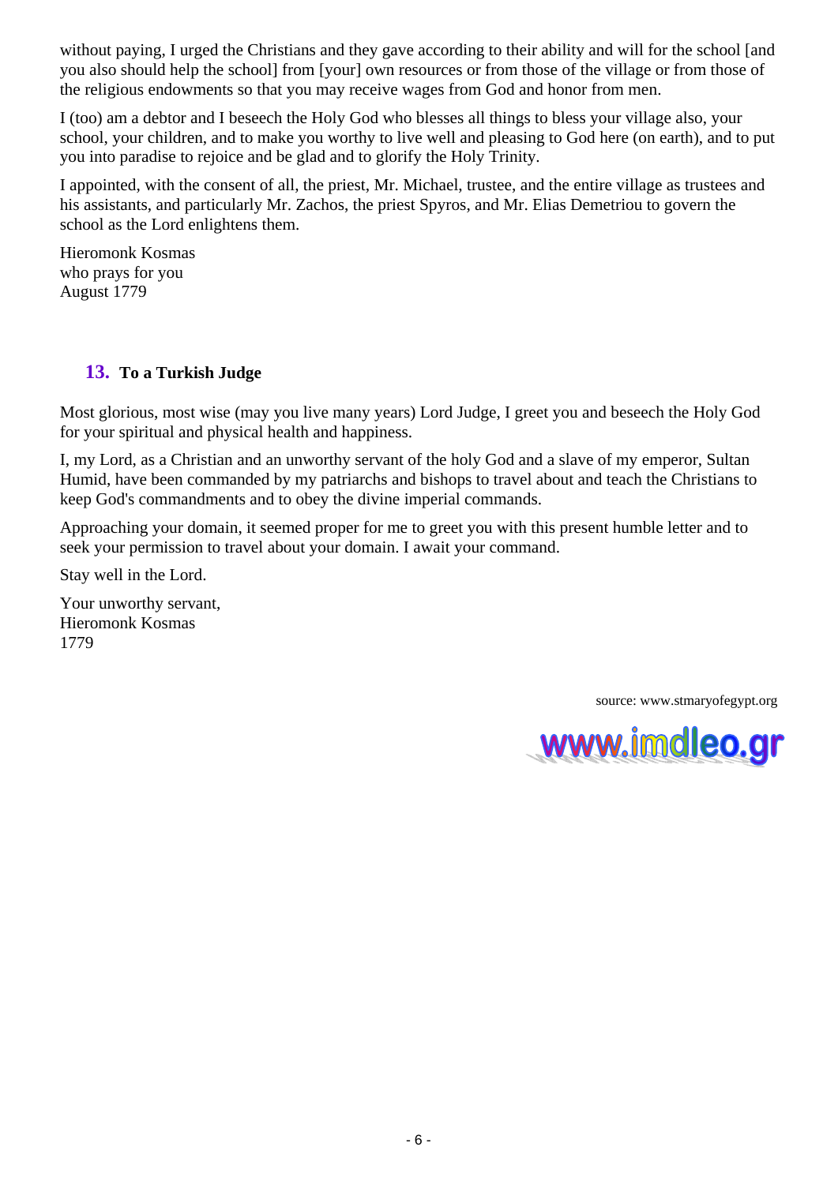without paying, I urged the Christians and they gave according to their ability and will for the school [and you also should help the school] from [your] own resources or from those of the village or from those of the religious endowments so that you may receive wages from God and honor from men.

I (too) am a debtor and I beseech the Holy God who blesses all things to bless your village also, your school, your children, and to make you worthy to live well and pleasing to God here (on earth), and to put you into paradise to rejoice and be glad and to glorify the Holy Trinity.

I appointed, with the consent of all, the priest, Mr. Michael, trustee, and the entire village as trustees and his assistants, and particularly Mr. Zachos, the priest Spyros, and Mr. Elias Demetriou to govern the school as the Lord enlightens them.

Hieromonk Kosmas
who prays for you
August 1779

## 13. To a Turkish Judge

Most glorious, most wise (may you live many years) Lord Judge, I greet you and beseech the Holy God for your spiritual and physical health and happiness.

I, my Lord, as a Christian and an unworthy servant of the holy God and a slave of my emperor, Sultan Humid, have been commanded by my patriarchs and bishops to travel about and teach the Christians to keep God's commandments and to obey the divine imperial commands.

Approaching your domain, it seemed proper for me to greet you with this present humble letter and to seek your permission to travel about your domain. I await your command.

Stay well in the Lord.

Your unworthy servant,
Hieromonk Kosmas
1779

source: www.stmaryofegypt.org

www.imdleo.gr